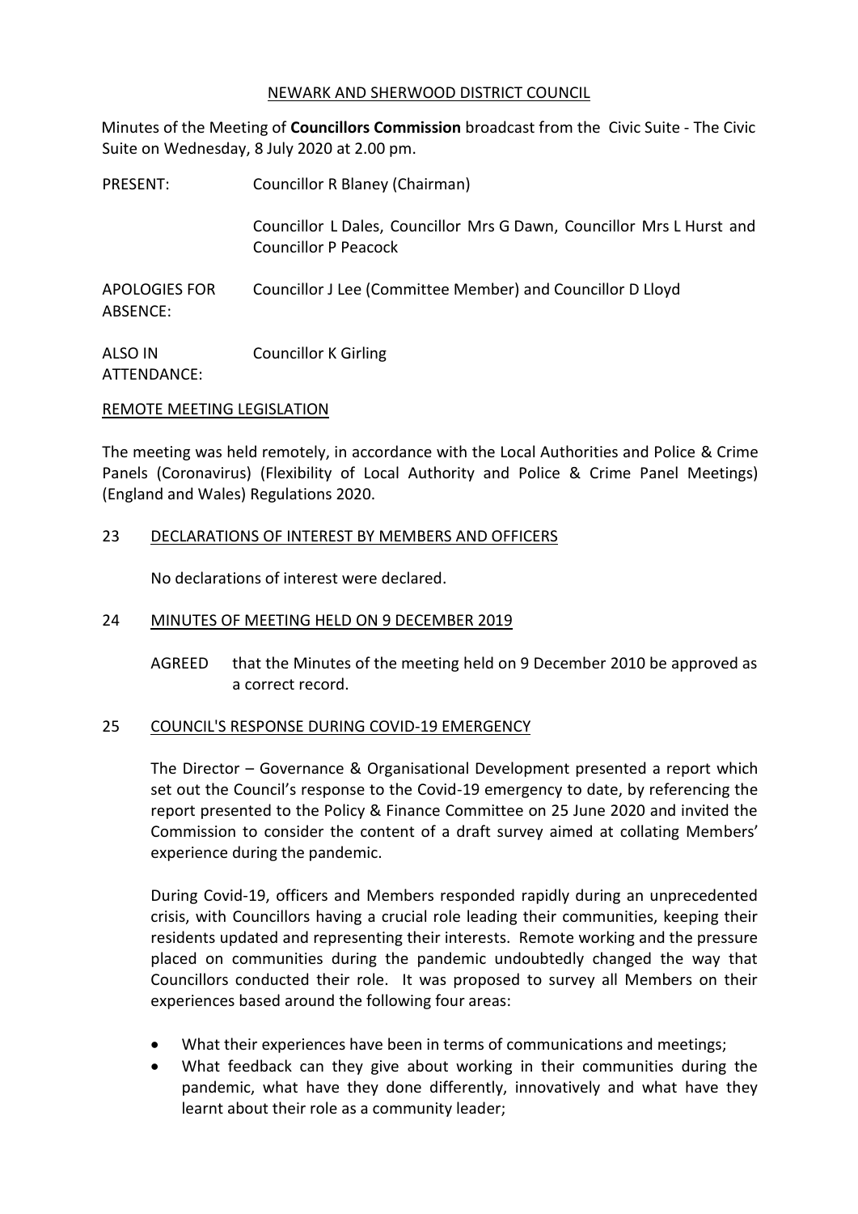# NEWARK AND SHERWOOD DISTRICT COUNCIL

Minutes of the Meeting of **Councillors Commission** broadcast from the Civic Suite - The Civic Suite on Wednesday, 8 July 2020 at 2.00 pm.

PRESENT: Councillor R Blaney (Chairman)

Councillor L Dales, Councillor Mrs G Dawn, Councillor Mrs L Hurst and Councillor P Peacock

APOLOGIES FOR ABSENCE: Councillor J Lee (Committee Member) and Councillor D Lloyd

ALSO IN ATTENDANCE: Councillor K Girling

## REMOTE MEETING LEGISLATION

The meeting was held remotely, in accordance with the Local Authorities and Police & Crime Panels (Coronavirus) (Flexibility of Local Authority and Police & Crime Panel Meetings) (England and Wales) Regulations 2020.

## 23 DECLARATIONS OF INTEREST BY MEMBERS AND OFFICERS

No declarations of interest were declared.

## 24 MINUTES OF MEETING HELD ON 9 DECEMBER 2019

AGREED that the Minutes of the meeting held on 9 December 2010 be approved as a correct record.

## 25 COUNCIL'S RESPONSE DURING COVID-19 EMERGENCY

The Director – Governance & Organisational Development presented a report which set out the Council's response to the Covid-19 emergency to date, by referencing the report presented to the Policy & Finance Committee on 25 June 2020 and invited the Commission to consider the content of a draft survey aimed at collating Members' experience during the pandemic.

During Covid-19, officers and Members responded rapidly during an unprecedented crisis, with Councillors having a crucial role leading their communities, keeping their residents updated and representing their interests. Remote working and the pressure placed on communities during the pandemic undoubtedly changed the way that Councillors conducted their role. It was proposed to survey all Members on their experiences based around the following four areas:

- What their experiences have been in terms of communications and meetings;
- What feedback can they give about working in their communities during the pandemic, what have they done differently, innovatively and what have they learnt about their role as a community leader;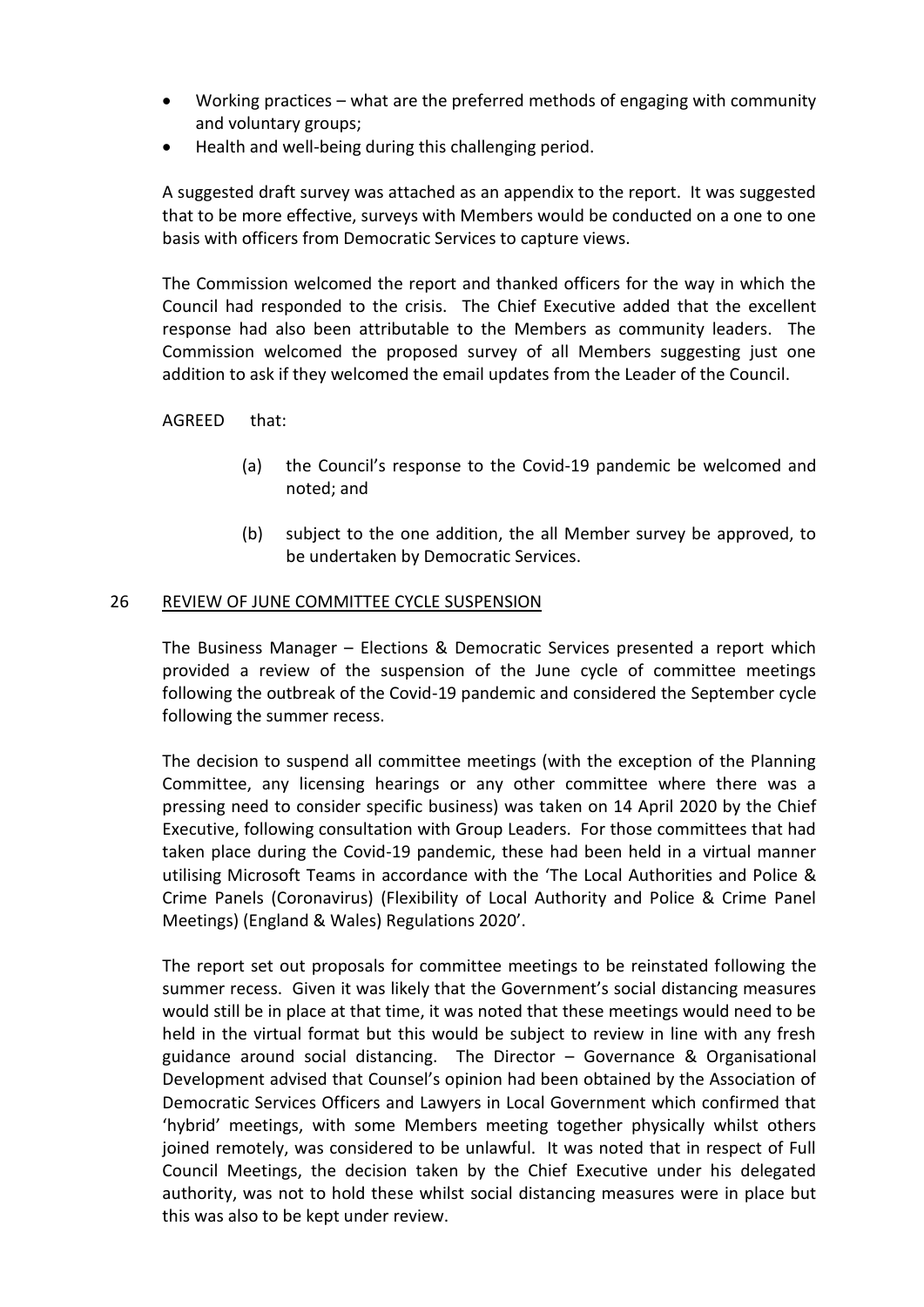- Working practices – what are the preferred methods of engaging with community and voluntary groups;
- Health and well-being during this challenging period.

A suggested draft survey was attached as an appendix to the report. It was suggested that to be more effective, surveys with Members would be conducted on a one to one basis with officers from Democratic Services to capture views.

The Commission welcomed the report and thanked officers for the way in which the Council had responded to the crisis. The Chief Executive added that the excellent response had also been attributable to the Members as community leaders. The Commission welcomed the proposed survey of all Members suggesting just one addition to ask if they welcomed the email updates from the Leader of the Council.

AGREED that:

(a) the Council's response to the Covid-19 pandemic be welcomed and noted; and

(b) subject to the one addition, the all Member survey be approved, to be undertaken by Democratic Services.

## 26 REVIEW OF JUNE COMMITTEE CYCLE SUSPENSION

The Business Manager – Elections & Democratic Services presented a report which provided a review of the suspension of the June cycle of committee meetings following the outbreak of the Covid-19 pandemic and considered the September cycle following the summer recess.

The decision to suspend all committee meetings (with the exception of the Planning Committee, any licensing hearings or any other committee where there was a pressing need to consider specific business) was taken on 14 April 2020 by the Chief Executive, following consultation with Group Leaders. For those committees that had taken place during the Covid-19 pandemic, these had been held in a virtual manner utilising Microsoft Teams in accordance with the 'The Local Authorities and Police & Crime Panels (Coronavirus) (Flexibility of Local Authority and Police & Crime Panel Meetings) (England & Wales) Regulations 2020'.

The report set out proposals for committee meetings to be reinstated following the summer recess. Given it was likely that the Government's social distancing measures would still be in place at that time, it was noted that these meetings would need to be held in the virtual format but this would be subject to review in line with any fresh guidance around social distancing. The Director – Governance & Organisational Development advised that Counsel's opinion had been obtained by the Association of Democratic Services Officers and Lawyers in Local Government which confirmed that 'hybrid' meetings, with some Members meeting together physically whilst others joined remotely, was considered to be unlawful. It was noted that in respect of Full Council Meetings, the decision taken by the Chief Executive under his delegated authority, was not to hold these whilst social distancing measures were in place but this was also to be kept under review.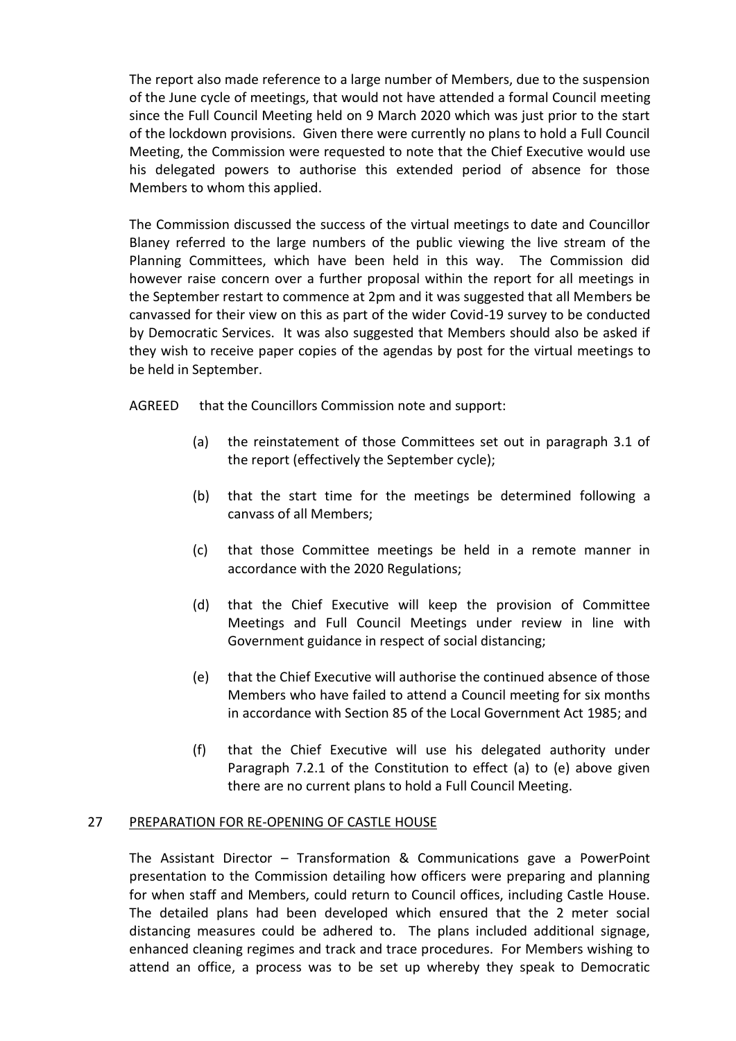The report also made reference to a large number of Members, due to the suspension of the June cycle of meetings, that would not have attended a formal Council meeting since the Full Council Meeting held on 9 March 2020 which was just prior to the start of the lockdown provisions. Given there were currently no plans to hold a Full Council Meeting, the Commission were requested to note that the Chief Executive would use his delegated powers to authorise this extended period of absence for those Members to whom this applied.

The Commission discussed the success of the virtual meetings to date and Councillor Blaney referred to the large numbers of the public viewing the live stream of the Planning Committees, which have been held in this way. The Commission did however raise concern over a further proposal within the report for all meetings in the September restart to commence at 2pm and it was suggested that all Members be canvassed for their view on this as part of the wider Covid-19 survey to be conducted by Democratic Services. It was also suggested that Members should also be asked if they wish to receive paper copies of the agendas by post for the virtual meetings to be held in September.

AGREED that the Councillors Commission note and support:

(a) the reinstatement of those Committees set out in paragraph 3.1 of the report (effectively the September cycle);

(b) that the start time for the meetings be determined following a canvass of all Members;

(c) that those Committee meetings be held in a remote manner in accordance with the 2020 Regulations;

(d) that the Chief Executive will keep the provision of Committee Meetings and Full Council Meetings under review in line with Government guidance in respect of social distancing;

(e) that the Chief Executive will authorise the continued absence of those Members who have failed to attend a Council meeting for six months in accordance with Section 85 of the Local Government Act 1985; and

(f) that the Chief Executive will use his delegated authority under Paragraph 7.2.1 of the Constitution to effect (a) to (e) above given there are no current plans to hold a Full Council Meeting.

## 27 PREPARATION FOR RE-OPENING OF CASTLE HOUSE

The Assistant Director – Transformation & Communications gave a PowerPoint presentation to the Commission detailing how officers were preparing and planning for when staff and Members, could return to Council offices, including Castle House. The detailed plans had been developed which ensured that the 2 meter social distancing measures could be adhered to. The plans included additional signage, enhanced cleaning regimes and track and trace procedures. For Members wishing to attend an office, a process was to be set up whereby they speak to Democratic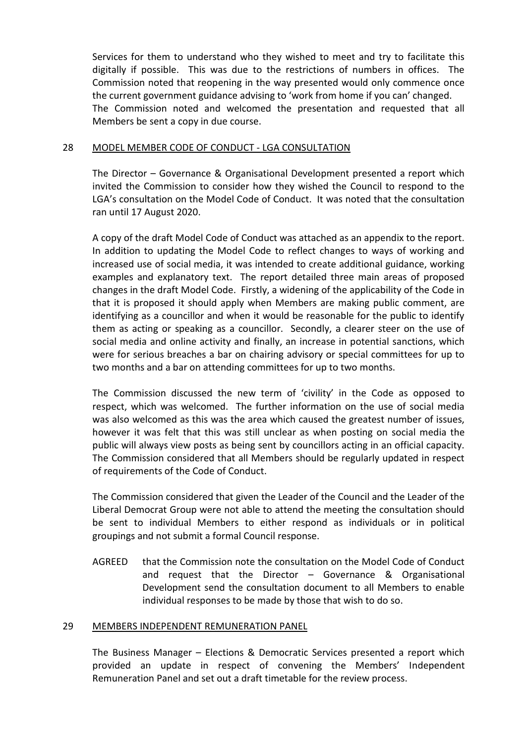Services for them to understand who they wished to meet and try to facilitate this digitally if possible. This was due to the restrictions of numbers in offices. The Commission noted that reopening in the way presented would only commence once the current government guidance advising to 'work from home if you can' changed.
The Commission noted and welcomed the presentation and requested that all Members be sent a copy in due course.

## 28 MODEL MEMBER CODE OF CONDUCT - LGA CONSULTATION

The Director – Governance & Organisational Development presented a report which invited the Commission to consider how they wished the Council to respond to the LGA's consultation on the Model Code of Conduct. It was noted that the consultation ran until 17 August 2020.

A copy of the draft Model Code of Conduct was attached as an appendix to the report. In addition to updating the Model Code to reflect changes to ways of working and increased use of social media, it was intended to create additional guidance, working examples and explanatory text. The report detailed three main areas of proposed changes in the draft Model Code. Firstly, a widening of the applicability of the Code in that it is proposed it should apply when Members are making public comment, are identifying as a councillor and when it would be reasonable for the public to identify them as acting or speaking as a councillor. Secondly, a clearer steer on the use of social media and online activity and finally, an increase in potential sanctions, which were for serious breaches a bar on chairing advisory or special committees for up to two months and a bar on attending committees for up to two months.

The Commission discussed the new term of 'civility' in the Code as opposed to respect, which was welcomed. The further information on the use of social media was also welcomed as this was the area which caused the greatest number of issues, however it was felt that this was still unclear as when posting on social media the public will always view posts as being sent by councillors acting in an official capacity. The Commission considered that all Members should be regularly updated in respect of requirements of the Code of Conduct.

The Commission considered that given the Leader of the Council and the Leader of the Liberal Democrat Group were not able to attend the meeting the consultation should be sent to individual Members to either respond as individuals or in political groupings and not submit a formal Council response.

AGREED that the Commission note the consultation on the Model Code of Conduct and request that the Director – Governance & Organisational Development send the consultation document to all Members to enable individual responses to be made by those that wish to do so.

## 29 MEMBERS INDEPENDENT REMUNERATION PANEL

The Business Manager – Elections & Democratic Services presented a report which provided an update in respect of convening the Members' Independent Remuneration Panel and set out a draft timetable for the review process.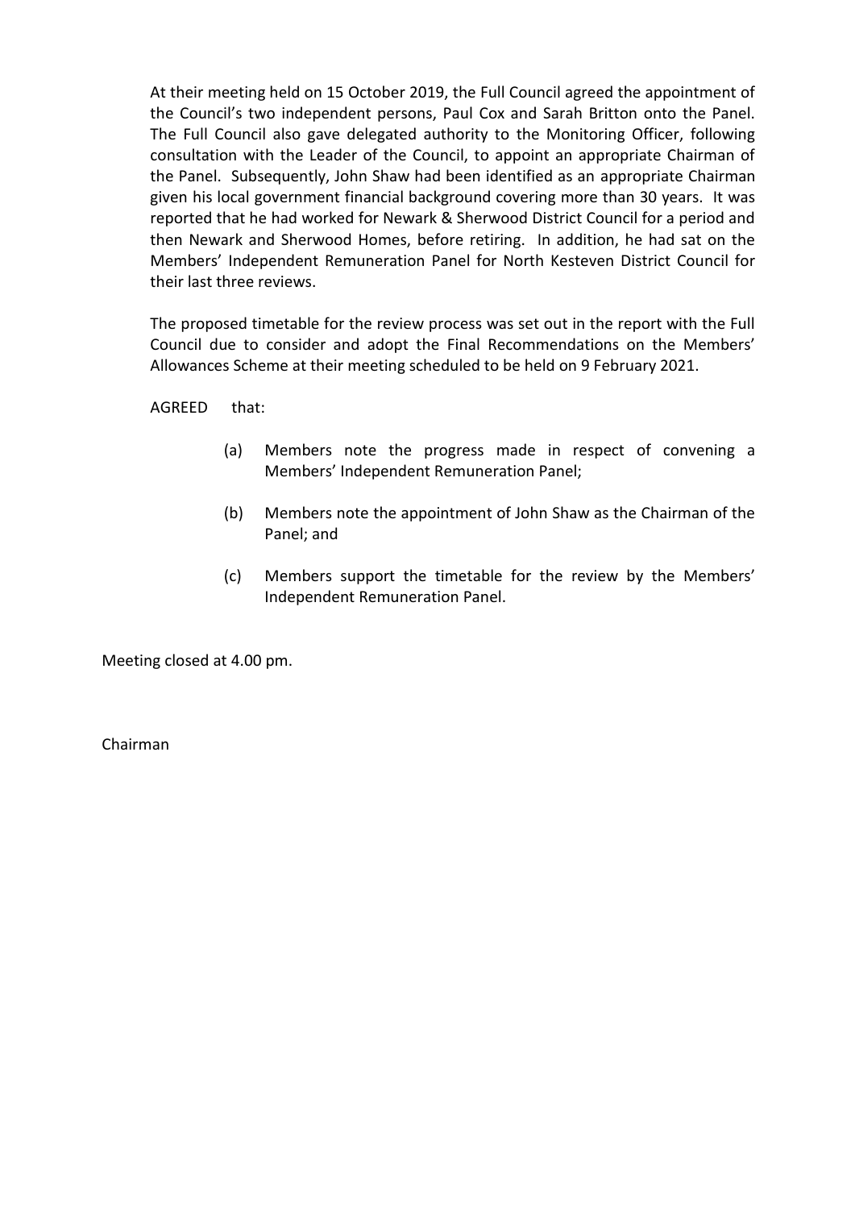At their meeting held on 15 October 2019, the Full Council agreed the appointment of the Council's two independent persons, Paul Cox and Sarah Britton onto the Panel. The Full Council also gave delegated authority to the Monitoring Officer, following consultation with the Leader of the Council, to appoint an appropriate Chairman of the Panel. Subsequently, John Shaw had been identified as an appropriate Chairman given his local government financial background covering more than 30 years. It was reported that he had worked for Newark & Sherwood District Council for a period and then Newark and Sherwood Homes, before retiring. In addition, he had sat on the Members' Independent Remuneration Panel for North Kesteven District Council for their last three reviews.

The proposed timetable for the review process was set out in the report with the Full Council due to consider and adopt the Final Recommendations on the Members' Allowances Scheme at their meeting scheduled to be held on 9 February 2021.

AGREED that:

(a) Members note the progress made in respect of convening a Members' Independent Remuneration Panel;

(b) Members note the appointment of John Shaw as the Chairman of the Panel; and

(c) Members support the timetable for the review by the Members' Independent Remuneration Panel.

Meeting closed at 4.00 pm.

Chairman